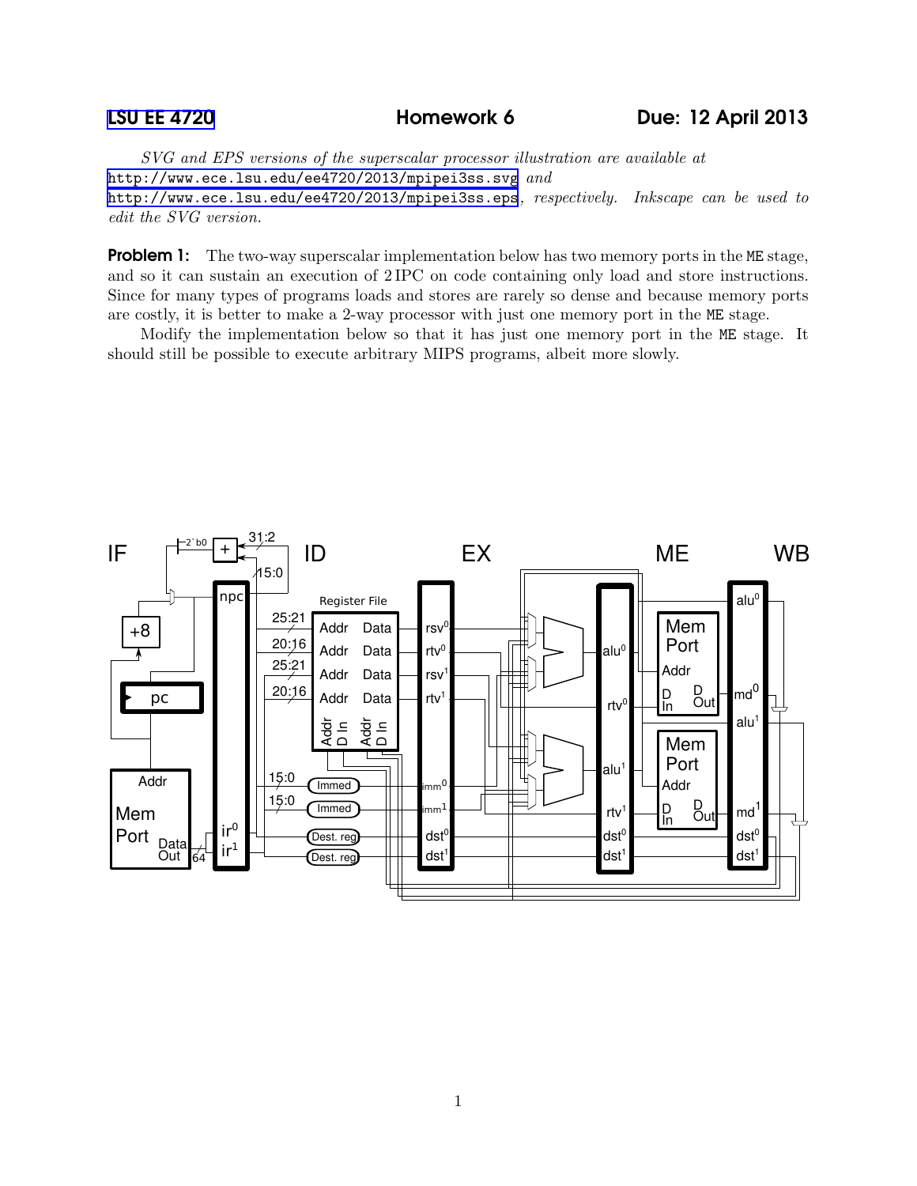**LSU EE 4720** **Homework 6** **Due: 12 April 2013**

*SVG and EPS versions of the superscalar processor illustration are available at* http://www.ece.lsu.edu/ee4720/2013/mpipei3ss.svg *and* http://www.ece.lsu.edu/ee4720/2013/mpipei3ss.eps*, respectively. Inkscape can be used to edit the SVG version.*

**Problem 1:** The two-way superscalar implementation below has two memory ports in the `ME` stage, and so it can sustain an execution of 2 IPC on code containing only load and store instructions. Since for many types of programs loads and stores are rarely so dense and because memory ports are costly, it is better to make a 2-way processor with just one memory port in the `ME` stage.

Modify the implementation below so that it has just one memory port in the `ME` stage. It should still be possible to execute arbitrary MIPS programs, albeit more slowly.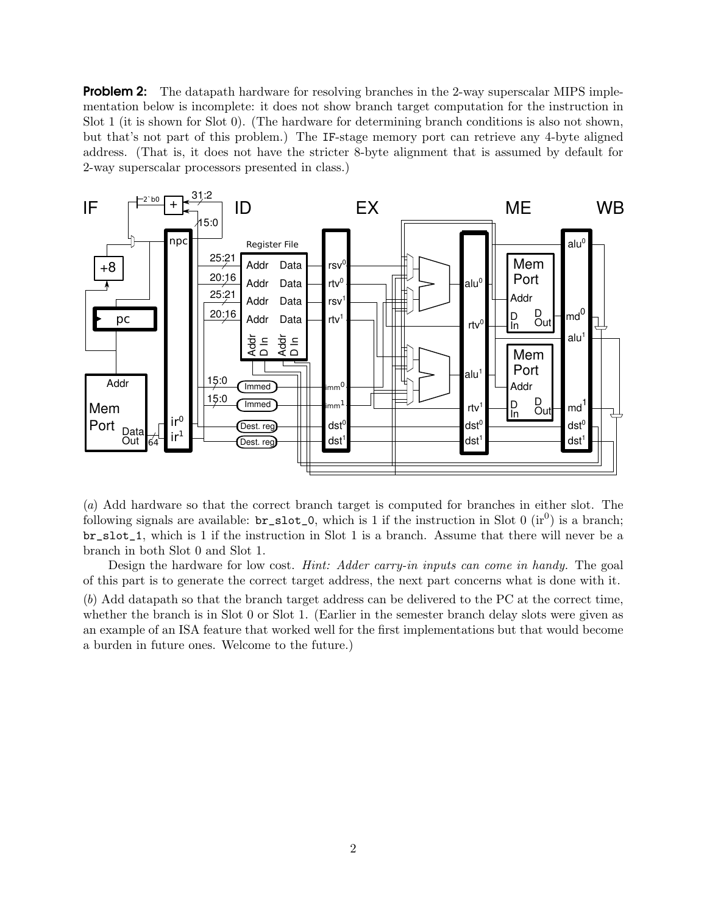**Problem 2:** The datapath hardware for resolving branches in the 2-way superscalar MIPS implementation below is incomplete: it does not show branch target computation for the instruction in Slot 1 (it is shown for Slot 0). (The hardware for determining branch conditions is also not shown, but that's not part of this problem.) The IF-stage memory port can retrieve any 4-byte aligned address. (That is, it does not have the stricter 8-byte alignment that is assumed by default for 2-way superscalar processors presented in class.)

IF ID EX ME WB

2'b0 + 31:2 15:0 npc +8 pc Addr Mem Port Data Out 64 ir0 ir1

Register File 25:21 Addr Data 20:16 Addr Data 25:21 Addr Data 20:16 Addr Data Addr D In Addr D In

15:0 Immed 15:0 Immed Dest. reg Dest. reg

rsv0 rtv0 rsv1 rtv1 imm0 imm1 dst0 dst1

alu0 rtv0 alu1 rtv1 dst0 dst1

Mem Port Addr D In D Out Mem Port Addr D In D Out

alu0 md0 alu1 md1 dst0 dst1

(*a*) Add hardware so that the correct branch target is computed for branches in either slot. The following signals are available: br_slot_0, which is 1 if the instruction in Slot 0 ($ir^0$) is a branch; br_slot_1, which is 1 if the instruction in Slot 1 is a branch. Assume that there will never be a branch in both Slot 0 and Slot 1.

Design the hardware for low cost. *Hint: Adder carry-in inputs can come in handy.* The goal of this part is to generate the correct target address, the next part concerns what is done with it.

(*b*) Add datapath so that the branch target address can be delivered to the PC at the correct time, whether the branch is in Slot 0 or Slot 1. (Earlier in the semester branch delay slots were given as an example of an ISA feature that worked well for the first implementations but that would become a burden in future ones. Welcome to the future.)